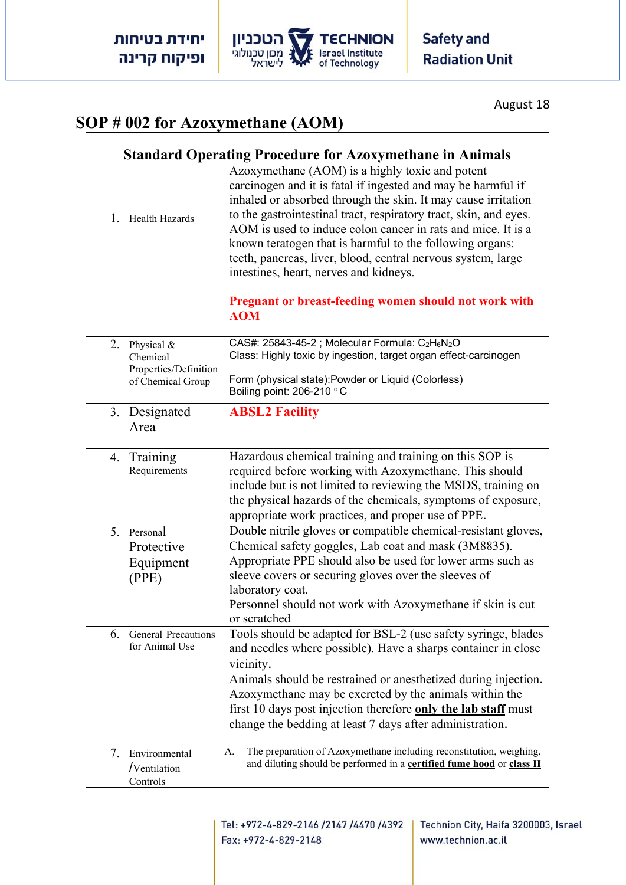August 18

# SOP # 002 for Azoxymethane (AOM)

| Standard Operating Procedure for Azoxymethane in Animals | |
|---|---|
| 1. Health Hazards | Azoxymethane (AOM) is a highly toxic and potent carcinogen and it is fatal if ingested and may be harmful if inhaled or absorbed through the skin. It may cause irritation to the gastrointestinal tract, respiratory tract, skin, and eyes. AOM is used to induce colon cancer in rats and mice. It is a known teratogen that is harmful to the following organs: teeth, pancreas, liver, blood, central nervous system, large intestines, heart, nerves and kidneys.<br><br>**Pregnant or breast-feeding women should not work with AOM** |
| 2. Physical & Chemical Properties/Definition of Chemical Group | CAS#: 25843-45-2 ; Molecular Formula: $C_2H_6N_2O$<br>Class: Highly toxic by ingestion, target organ effect-carcinogen<br><br>Form (physical state):Powder or Liquid (Colorless)<br>Boiling point: 206-210 °C |
| 3. Designated Area | **ABSL2 Facility** |
| 4. Training Requirements | Hazardous chemical training and training on this SOP is required before working with Azoxymethane. This should include but is not limited to reviewing the MSDS, training on the physical hazards of the chemicals, symptoms of exposure, appropriate work practices, and proper use of PPE. |
| 5. Personal Protective Equipment (PPE) | Double nitrile gloves or compatible chemical-resistant gloves, Chemical safety goggles, Lab coat and mask (3M8835).<br>Appropriate PPE should also be used for lower arms such as sleeve covers or securing gloves over the sleeves of laboratory coat.<br>Personnel should not work with Azoxymethane if skin is cut or scratched |
| 6. General Precautions for Animal Use | Tools should be adapted for BSL-2 (use safety syringe, blades and needles where possible). Have a sharps container in close vicinity.<br>Animals should be restrained or anesthetized during injection. Azoxymethane may be excreted by the animals within the first 10 days post injection therefore **only the lab staff** must change the bedding at least 7 days after administration. |
| 7. Environmental /Ventilation Controls | A. The preparation of Azoxymethane including reconstitution, weighing, and diluting should be performed in a **certified fume hood** or **class II** |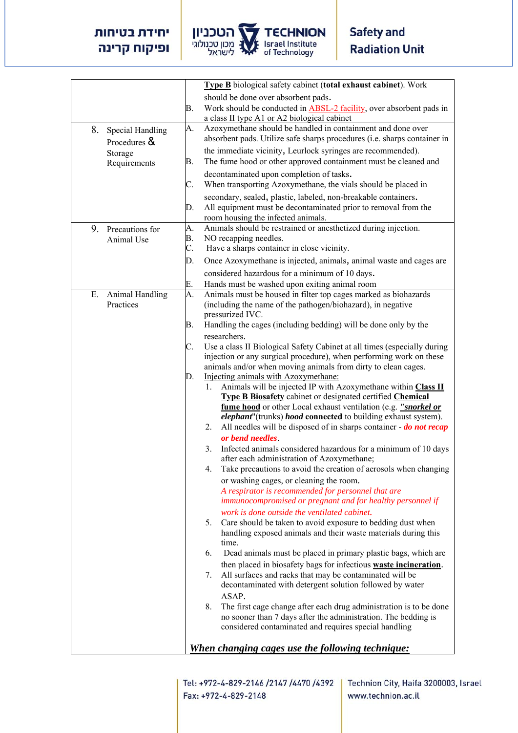| | |
|---|---|
| | **Type B** biological safety cabinet (**total exhaust cabinet**). Work should be done over absorbent pads.<br>B. Work should be conducted in ABSL-2 facility, over absorbent pads in a class II type A1 or A2 biological cabinet |
| 8. Special Handling Procedures & Storage Requirements | A. Azoxymethane should be handled in containment and done over absorbent pads. Utilize safe sharps procedures (i.e. sharps container in the immediate vicinity, Leurlock syringes are recommended).<br>B. The fume hood or other approved containment must be cleaned and decontaminated upon completion of tasks.<br>C. When transporting Azoxymethane, the vials should be placed in secondary, sealed, plastic, labeled, non-breakable containers.<br>D. All equipment must be decontaminated prior to removal from the room housing the infected animals. |
| 9. Precautions for Animal Use | A. Animals should be restrained or anesthetized during injection.<br>B. NO recapping needles.<br>C. Have a sharps container in close vicinity.<br>D. Once Azoxymethane is injected, animals, animal waste and cages are considered hazardous for a minimum of 10 days.<br>E. Hands must be washed upon exiting animal room |
| E. Animal Handling Practices | A. Animals must be housed in filter top cages marked as biohazards (including the name of the pathogen/biohazard), in negative pressurized IVC.<br>B. Handling the cages (including bedding) will be done only by the researchers.<br>C. Use a class II Biological Safety Cabinet at all times (especially during injection or any surgical procedure), when performing work on these animals and/or when moving animals from dirty to clean cages.<br>D. Injecting animals with Azoxymethane:<br>1. Animals will be injected IP with Azoxymethane within **Class II Type B Biosafety** cabinet or designated certified **Chemical fume hood** or other Local exhaust ventilation (e.g. ***"snorkel or elephant***"(trunks) ***hood* connected** to building exhaust system).<br>2. All needles will be disposed of in sharps container - ***do not recap or bend needles***.<br>3. Infected animals considered hazardous for a minimum of 10 days after each administration of Azoxymethane;<br>4. Take precautions to avoid the creation of aerosols when changing or washing cages, or cleaning the room. *A respirator is recommended for personnel that are immunocompromised or pregnant and for healthy personnel if work is done outside the ventilated cabinet.*<br>5. Care should be taken to avoid exposure to bedding dust when handling exposed animals and their waste materials during this time.<br>6. Dead animals must be placed in primary plastic bags, which are then placed in biosafety bags for infectious **waste incineration**.<br>7. All surfaces and racks that may be contaminated will be decontaminated with detergent solution followed by water ASAP.<br>8. The first cage change after each drug administration is to be done no sooner than 7 days after the administration. The bedding is considered contaminated and requires special handling<br><br>***When changing cages use the following technique:*** |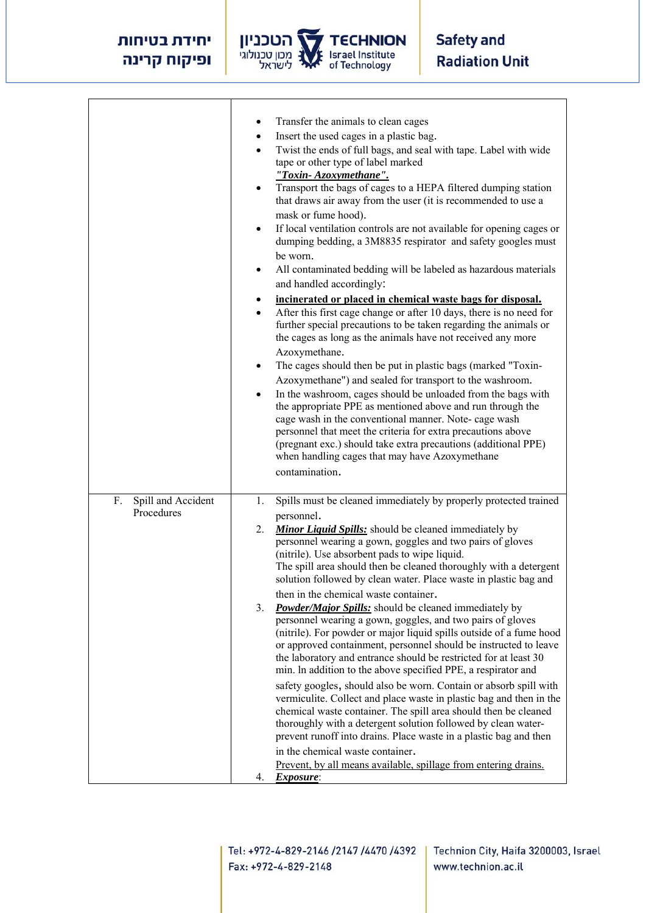| | |
|---|---|
| | • Transfer the animals to clean cages<br>• Insert the used cages in a plastic bag.<br>• Twist the ends of full bags, and seal with tape. Label with wide tape or other type of label marked ***"Toxin- Azoxymethane".***<br>• Transport the bags of cages to a HEPA filtered dumping station that draws air away from the user (it is recommended to use a mask or fume hood).<br>• If local ventilation controls are not available for opening cages or dumping bedding, a 3M8835 respirator and safety googles must be worn.<br>• All contaminated bedding will be labeled as hazardous materials and handled accordingly:<br>• **incinerated or placed in chemical waste bags for disposal.**<br>• After this first cage change or after 10 days, there is no need for further special precautions to be taken regarding the animals or the cages as long as the animals have not received any more Azoxymethane.<br>• The cages should then be put in plastic bags (marked "Toxin-Azoxymethane") and sealed for transport to the washroom.<br>• In the washroom, cages should be unloaded from the bags with the appropriate PPE as mentioned above and run through the cage wash in the conventional manner. Note- cage wash personnel that meet the criteria for extra precautions above (pregnant exc.) should take extra precautions (additional PPE) when handling cages that may have Azoxymethane contamination. |
| F. Spill and Accident Procedures | 1. Spills must be cleaned immediately by properly protected trained personnel.<br>2. ***Minor Liquid Spills:*** should be cleaned immediately by personnel wearing a gown, goggles and two pairs of gloves (nitrile). Use absorbent pads to wipe liquid. The spill area should then be cleaned thoroughly with a detergent solution followed by clean water. Place waste in plastic bag and then in the chemical waste container.<br>3. ***Powder/Major Spills:*** should be cleaned immediately by personnel wearing a gown, goggles, and two pairs of gloves (nitrile). For powder or major liquid spills outside of a fume hood or approved containment, personnel should be instructed to leave the laboratory and entrance should be restricted for at least 30 min. In addition to the above specified PPE, a respirator and safety googles, should also be worn. Contain or absorb spill with vermiculite. Collect and place waste in plastic bag and then in the chemical waste container. The spill area should then be cleaned thoroughly with a detergent solution followed by clean water- prevent runoff into drains. Place waste in a plastic bag and then in the chemical waste container. Prevent, by all means available, spillage from entering drains.<br>4. ***Exposure***: |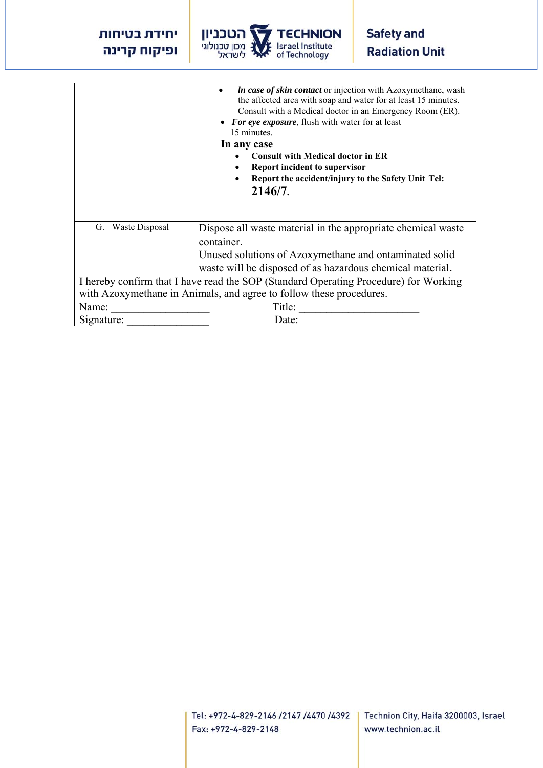| | |
|---|---|
| | • ***In case of skin contact*** or injection with Azoxymethane, wash the affected area with soap and water for at least 15 minutes. Consult with a Medical doctor in an Emergency Room (ER).<br>• ***For eye exposure***, flush with water for at least 15 minutes.<br>**In any case**<br>• **Consult with Medical doctor in ER**<br>• **Report incident to supervisor**<br>• **Report the accident/injury to the Safety Unit Tel: 2146/7.** |
| G. Waste Disposal | Dispose all waste material in the appropriate chemical waste container.<br>Unused solutions of Azoxymethane and ontaminated solid waste will be disposed of as hazardous chemical material. |
| I hereby confirm that I have read the SOP (Standard Operating Procedure) for Working with Azoxymethane in Animals, and agree to follow these procedures. | |
| Name: __________________ | Title: ______________________ |
| Signature: _______________ | Date: |